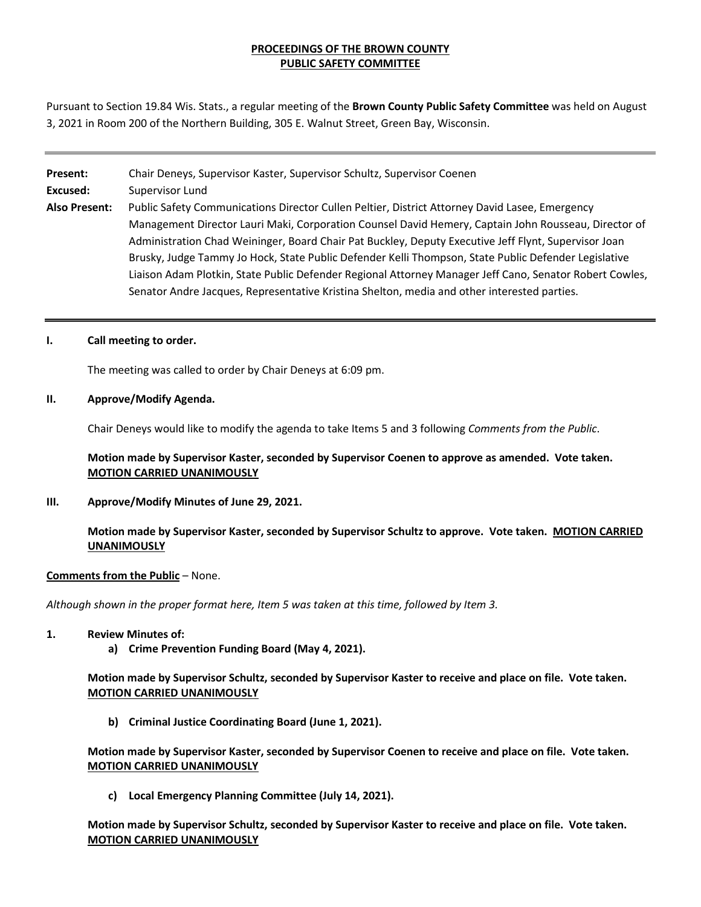**PROCEEDINGS OF THE BROWN COUNTY**
**PUBLIC SAFETY COMMITTEE**

Pursuant to Section 19.84 Wis. Stats., a regular meeting of the **Brown County Public Safety Committee** was held on August 3, 2021 in Room 200 of the Northern Building, 305 E. Walnut Street, Green Bay, Wisconsin.

---

**Present:** Chair Deneys, Supervisor Kaster, Supervisor Schultz, Supervisor Coenen

**Excused:** Supervisor Lund

**Also Present:** Public Safety Communications Director Cullen Peltier, District Attorney David Lasee, Emergency Management Director Lauri Maki, Corporation Counsel David Hemery, Captain John Rousseau, Director of Administration Chad Weininger, Board Chair Pat Buckley, Deputy Executive Jeff Flynt, Supervisor Joan Brusky, Judge Tammy Jo Hock, State Public Defender Kelli Thompson, State Public Defender Legislative Liaison Adam Plotkin, State Public Defender Regional Attorney Manager Jeff Cano, Senator Robert Cowles, Senator Andre Jacques, Representative Kristina Shelton, media and other interested parties.

---

**I. Call meeting to order.**

The meeting was called to order by Chair Deneys at 6:09 pm.

**II. Approve/Modify Agenda.**

Chair Deneys would like to modify the agenda to take Items 5 and 3 following *Comments from the Public*.

**Motion made by Supervisor Kaster, seconded by Supervisor Coenen to approve as amended. Vote taken. MOTION CARRIED UNANIMOUSLY**

**III. Approve/Modify Minutes of June 29, 2021.**

**Motion made by Supervisor Kaster, seconded by Supervisor Schultz to approve. Vote taken. MOTION CARRIED UNANIMOUSLY**

**Comments from the Public** – None.

*Although shown in the proper format here, Item 5 was taken at this time, followed by Item 3.*

**1. Review Minutes of:**

**a) Crime Prevention Funding Board (May 4, 2021).**

**Motion made by Supervisor Schultz, seconded by Supervisor Kaster to receive and place on file. Vote taken. MOTION CARRIED UNANIMOUSLY**

**b) Criminal Justice Coordinating Board (June 1, 2021).**

**Motion made by Supervisor Kaster, seconded by Supervisor Coenen to receive and place on file. Vote taken. MOTION CARRIED UNANIMOUSLY**

**c) Local Emergency Planning Committee (July 14, 2021).**

**Motion made by Supervisor Schultz, seconded by Supervisor Kaster to receive and place on file. Vote taken. MOTION CARRIED UNANIMOUSLY**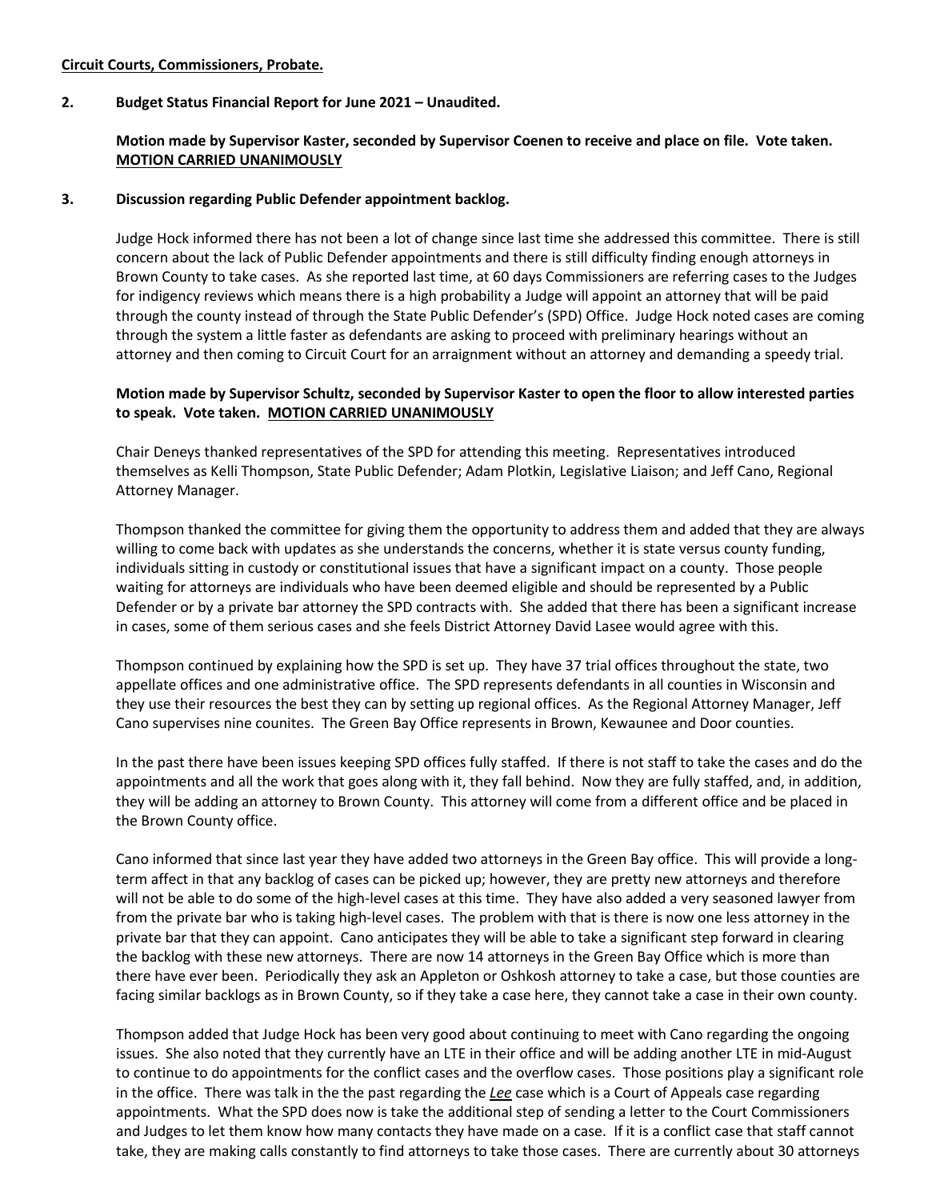**Circuit Courts, Commissioners, Probate.**

**2. Budget Status Financial Report for June 2021 – Unaudited.**

**Motion made by Supervisor Kaster, seconded by Supervisor Coenen to receive and place on file. Vote taken. MOTION CARRIED UNANIMOUSLY**

**3. Discussion regarding Public Defender appointment backlog.**

Judge Hock informed there has not been a lot of change since last time she addressed this committee. There is still concern about the lack of Public Defender appointments and there is still difficulty finding enough attorneys in Brown County to take cases. As she reported last time, at 60 days Commissioners are referring cases to the Judges for indigency reviews which means there is a high probability a Judge will appoint an attorney that will be paid through the county instead of through the State Public Defender's (SPD) Office. Judge Hock noted cases are coming through the system a little faster as defendants are asking to proceed with preliminary hearings without an attorney and then coming to Circuit Court for an arraignment without an attorney and demanding a speedy trial.

**Motion made by Supervisor Schultz, seconded by Supervisor Kaster to open the floor to allow interested parties to speak. Vote taken. MOTION CARRIED UNANIMOUSLY**

Chair Deneys thanked representatives of the SPD for attending this meeting. Representatives introduced themselves as Kelli Thompson, State Public Defender; Adam Plotkin, Legislative Liaison; and Jeff Cano, Regional Attorney Manager.

Thompson thanked the committee for giving them the opportunity to address them and added that they are always willing to come back with updates as she understands the concerns, whether it is state versus county funding, individuals sitting in custody or constitutional issues that have a significant impact on a county. Those people waiting for attorneys are individuals who have been deemed eligible and should be represented by a Public Defender or by a private bar attorney the SPD contracts with. She added that there has been a significant increase in cases, some of them serious cases and she feels District Attorney David Lasee would agree with this.

Thompson continued by explaining how the SPD is set up. They have 37 trial offices throughout the state, two appellate offices and one administrative office. The SPD represents defendants in all counties in Wisconsin and they use their resources the best they can by setting up regional offices. As the Regional Attorney Manager, Jeff Cano supervises nine counites. The Green Bay Office represents in Brown, Kewaunee and Door counties.

In the past there have been issues keeping SPD offices fully staffed. If there is not staff to take the cases and do the appointments and all the work that goes along with it, they fall behind. Now they are fully staffed, and, in addition, they will be adding an attorney to Brown County. This attorney will come from a different office and be placed in the Brown County office.

Cano informed that since last year they have added two attorneys in the Green Bay office. This will provide a long-term affect in that any backlog of cases can be picked up; however, they are pretty new attorneys and therefore will not be able to do some of the high-level cases at this time. They have also added a very seasoned lawyer from from the private bar who is taking high-level cases. The problem with that is there is now one less attorney in the private bar that they can appoint. Cano anticipates they will be able to take a significant step forward in clearing the backlog with these new attorneys. There are now 14 attorneys in the Green Bay Office which is more than there have ever been. Periodically they ask an Appleton or Oshkosh attorney to take a case, but those counties are facing similar backlogs as in Brown County, so if they take a case here, they cannot take a case in their own county.

Thompson added that Judge Hock has been very good about continuing to meet with Cano regarding the ongoing issues. She also noted that they currently have an LTE in their office and will be adding another LTE in mid-August to continue to do appointments for the conflict cases and the overflow cases. Those positions play a significant role in the office. There was talk in the the past regarding the ***Lee*** case which is a Court of Appeals case regarding appointments. What the SPD does now is take the additional step of sending a letter to the Court Commissioners and Judges to let them know how many contacts they have made on a case. If it is a conflict case that staff cannot take, they are making calls constantly to find attorneys to take those cases. There are currently about 30 attorneys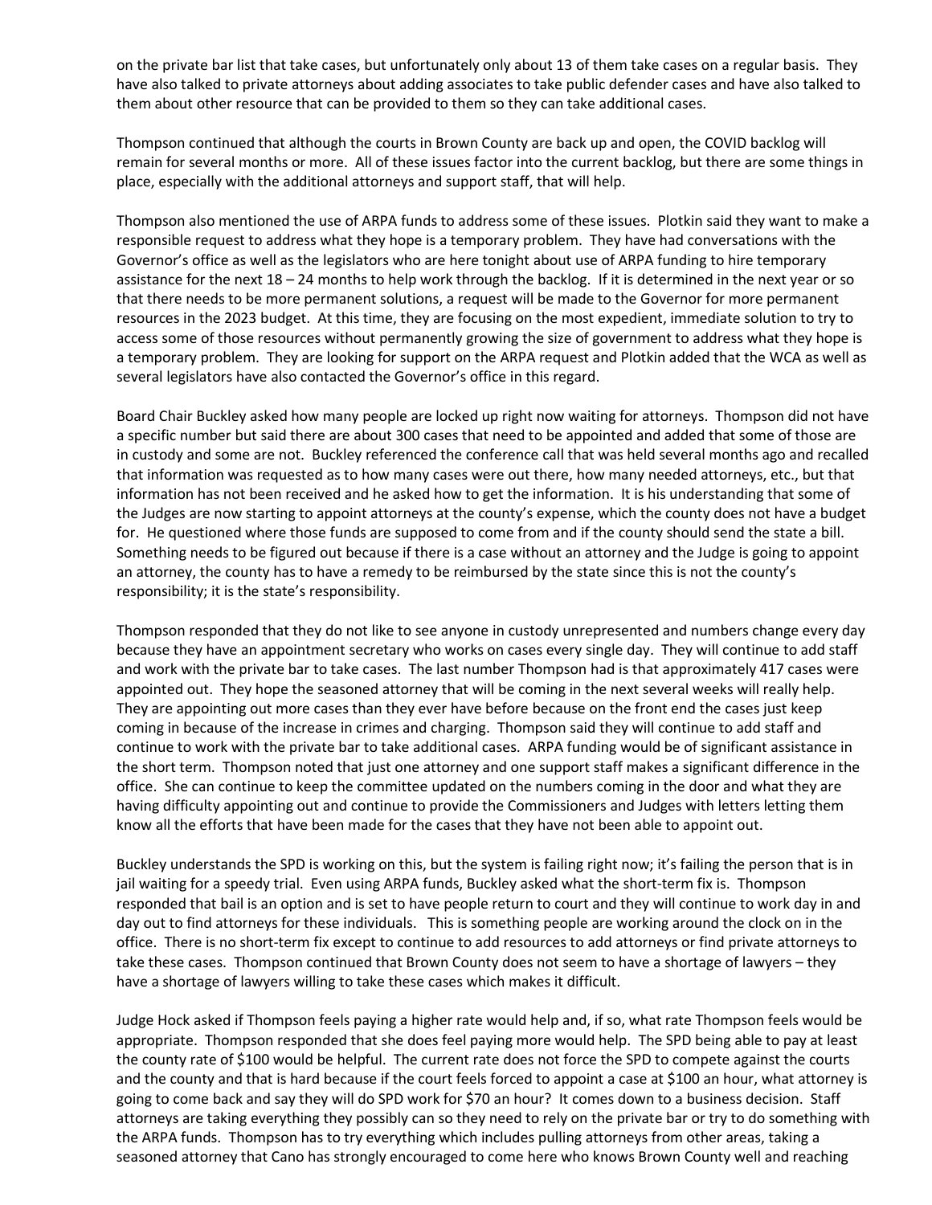on the private bar list that take cases, but unfortunately only about 13 of them take cases on a regular basis. They have also talked to private attorneys about adding associates to take public defender cases and have also talked to them about other resource that can be provided to them so they can take additional cases.

Thompson continued that although the courts in Brown County are back up and open, the COVID backlog will remain for several months or more. All of these issues factor into the current backlog, but there are some things in place, especially with the additional attorneys and support staff, that will help.

Thompson also mentioned the use of ARPA funds to address some of these issues. Plotkin said they want to make a responsible request to address what they hope is a temporary problem. They have had conversations with the Governor's office as well as the legislators who are here tonight about use of ARPA funding to hire temporary assistance for the next 18 – 24 months to help work through the backlog. If it is determined in the next year or so that there needs to be more permanent solutions, a request will be made to the Governor for more permanent resources in the 2023 budget. At this time, they are focusing on the most expedient, immediate solution to try to access some of those resources without permanently growing the size of government to address what they hope is a temporary problem. They are looking for support on the ARPA request and Plotkin added that the WCA as well as several legislators have also contacted the Governor's office in this regard.

Board Chair Buckley asked how many people are locked up right now waiting for attorneys. Thompson did not have a specific number but said there are about 300 cases that need to be appointed and added that some of those are in custody and some are not. Buckley referenced the conference call that was held several months ago and recalled that information was requested as to how many cases were out there, how many needed attorneys, etc., but that information has not been received and he asked how to get the information. It is his understanding that some of the Judges are now starting to appoint attorneys at the county's expense, which the county does not have a budget for. He questioned where those funds are supposed to come from and if the county should send the state a bill. Something needs to be figured out because if there is a case without an attorney and the Judge is going to appoint an attorney, the county has to have a remedy to be reimbursed by the state since this is not the county's responsibility; it is the state's responsibility.

Thompson responded that they do not like to see anyone in custody unrepresented and numbers change every day because they have an appointment secretary who works on cases every single day. They will continue to add staff and work with the private bar to take cases. The last number Thompson had is that approximately 417 cases were appointed out. They hope the seasoned attorney that will be coming in the next several weeks will really help. They are appointing out more cases than they ever have before because on the front end the cases just keep coming in because of the increase in crimes and charging. Thompson said they will continue to add staff and continue to work with the private bar to take additional cases. ARPA funding would be of significant assistance in the short term. Thompson noted that just one attorney and one support staff makes a significant difference in the office. She can continue to keep the committee updated on the numbers coming in the door and what they are having difficulty appointing out and continue to provide the Commissioners and Judges with letters letting them know all the efforts that have been made for the cases that they have not been able to appoint out.

Buckley understands the SPD is working on this, but the system is failing right now; it's failing the person that is in jail waiting for a speedy trial. Even using ARPA funds, Buckley asked what the short-term fix is. Thompson responded that bail is an option and is set to have people return to court and they will continue to work day in and day out to find attorneys for these individuals. This is something people are working around the clock on in the office. There is no short-term fix except to continue to add resources to add attorneys or find private attorneys to take these cases. Thompson continued that Brown County does not seem to have a shortage of lawyers – they have a shortage of lawyers willing to take these cases which makes it difficult.

Judge Hock asked if Thompson feels paying a higher rate would help and, if so, what rate Thompson feels would be appropriate. Thompson responded that she does feel paying more would help. The SPD being able to pay at least the county rate of $100 would be helpful. The current rate does not force the SPD to compete against the courts and the county and that is hard because if the court feels forced to appoint a case at $100 an hour, what attorney is going to come back and say they will do SPD work for $70 an hour? It comes down to a business decision. Staff attorneys are taking everything they possibly can so they need to rely on the private bar or try to do something with the ARPA funds. Thompson has to try everything which includes pulling attorneys from other areas, taking a seasoned attorney that Cano has strongly encouraged to come here who knows Brown County well and reaching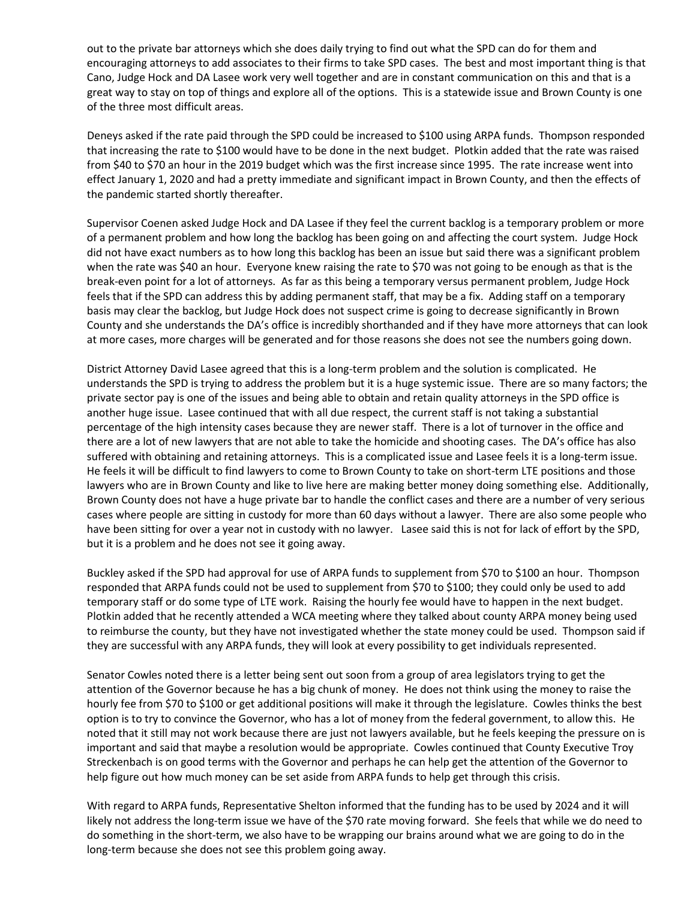out to the private bar attorneys which she does daily trying to find out what the SPD can do for them and encouraging attorneys to add associates to their firms to take SPD cases. The best and most important thing is that Cano, Judge Hock and DA Lasee work very well together and are in constant communication on this and that is a great way to stay on top of things and explore all of the options. This is a statewide issue and Brown County is one of the three most difficult areas.

Deneys asked if the rate paid through the SPD could be increased to $100 using ARPA funds. Thompson responded that increasing the rate to $100 would have to be done in the next budget. Plotkin added that the rate was raised from $40 to $70 an hour in the 2019 budget which was the first increase since 1995. The rate increase went into effect January 1, 2020 and had a pretty immediate and significant impact in Brown County, and then the effects of the pandemic started shortly thereafter.

Supervisor Coenen asked Judge Hock and DA Lasee if they feel the current backlog is a temporary problem or more of a permanent problem and how long the backlog has been going on and affecting the court system. Judge Hock did not have exact numbers as to how long this backlog has been an issue but said there was a significant problem when the rate was $40 an hour. Everyone knew raising the rate to $70 was not going to be enough as that is the break-even point for a lot of attorneys. As far as this being a temporary versus permanent problem, Judge Hock feels that if the SPD can address this by adding permanent staff, that may be a fix. Adding staff on a temporary basis may clear the backlog, but Judge Hock does not suspect crime is going to decrease significantly in Brown County and she understands the DA's office is incredibly shorthanded and if they have more attorneys that can look at more cases, more charges will be generated and for those reasons she does not see the numbers going down.

District Attorney David Lasee agreed that this is a long-term problem and the solution is complicated. He understands the SPD is trying to address the problem but it is a huge systemic issue. There are so many factors; the private sector pay is one of the issues and being able to obtain and retain quality attorneys in the SPD office is another huge issue. Lasee continued that with all due respect, the current staff is not taking a substantial percentage of the high intensity cases because they are newer staff. There is a lot of turnover in the office and there are a lot of new lawyers that are not able to take the homicide and shooting cases. The DA's office has also suffered with obtaining and retaining attorneys. This is a complicated issue and Lasee feels it is a long-term issue. He feels it will be difficult to find lawyers to come to Brown County to take on short-term LTE positions and those lawyers who are in Brown County and like to live here are making better money doing something else. Additionally, Brown County does not have a huge private bar to handle the conflict cases and there are a number of very serious cases where people are sitting in custody for more than 60 days without a lawyer. There are also some people who have been sitting for over a year not in custody with no lawyer. Lasee said this is not for lack of effort by the SPD, but it is a problem and he does not see it going away.

Buckley asked if the SPD had approval for use of ARPA funds to supplement from $70 to $100 an hour. Thompson responded that ARPA funds could not be used to supplement from $70 to $100; they could only be used to add temporary staff or do some type of LTE work. Raising the hourly fee would have to happen in the next budget. Plotkin added that he recently attended a WCA meeting where they talked about county ARPA money being used to reimburse the county, but they have not investigated whether the state money could be used. Thompson said if they are successful with any ARPA funds, they will look at every possibility to get individuals represented.

Senator Cowles noted there is a letter being sent out soon from a group of area legislators trying to get the attention of the Governor because he has a big chunk of money. He does not think using the money to raise the hourly fee from $70 to $100 or get additional positions will make it through the legislature. Cowles thinks the best option is to try to convince the Governor, who has a lot of money from the federal government, to allow this. He noted that it still may not work because there are just not lawyers available, but he feels keeping the pressure on is important and said that maybe a resolution would be appropriate. Cowles continued that County Executive Troy Streckenbach is on good terms with the Governor and perhaps he can help get the attention of the Governor to help figure out how much money can be set aside from ARPA funds to help get through this crisis.

With regard to ARPA funds, Representative Shelton informed that the funding has to be used by 2024 and it will likely not address the long-term issue we have of the $70 rate moving forward. She feels that while we do need to do something in the short-term, we also have to be wrapping our brains around what we are going to do in the long-term because she does not see this problem going away.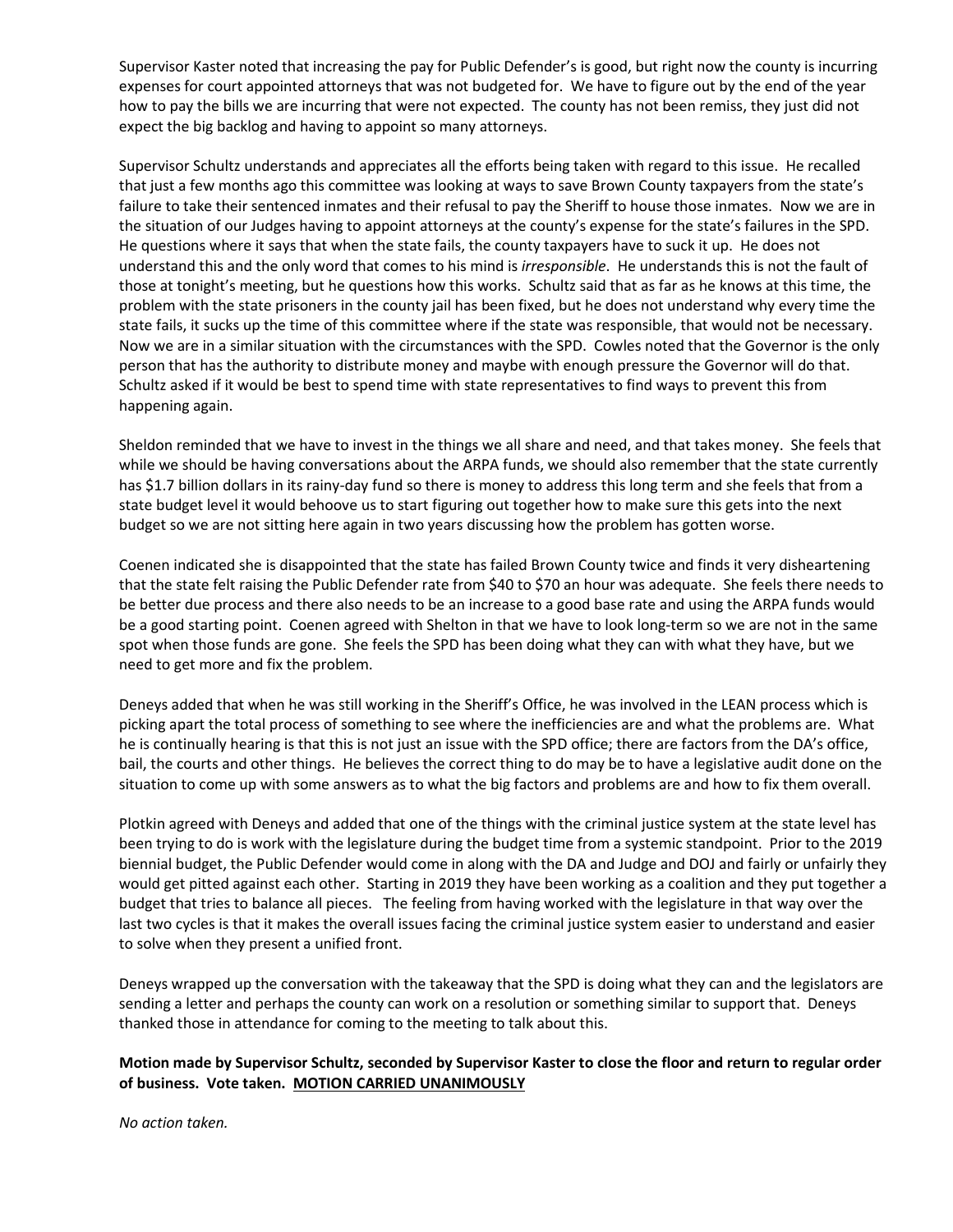Supervisor Kaster noted that increasing the pay for Public Defender's is good, but right now the county is incurring expenses for court appointed attorneys that was not budgeted for. We have to figure out by the end of the year how to pay the bills we are incurring that were not expected. The county has not been remiss, they just did not expect the big backlog and having to appoint so many attorneys.

Supervisor Schultz understands and appreciates all the efforts being taken with regard to this issue. He recalled that just a few months ago this committee was looking at ways to save Brown County taxpayers from the state's failure to take their sentenced inmates and their refusal to pay the Sheriff to house those inmates. Now we are in the situation of our Judges having to appoint attorneys at the county's expense for the state's failures in the SPD. He questions where it says that when the state fails, the county taxpayers have to suck it up. He does not understand this and the only word that comes to his mind is *irresponsible*. He understands this is not the fault of those at tonight's meeting, but he questions how this works. Schultz said that as far as he knows at this time, the problem with the state prisoners in the county jail has been fixed, but he does not understand why every time the state fails, it sucks up the time of this committee where if the state was responsible, that would not be necessary. Now we are in a similar situation with the circumstances with the SPD. Cowles noted that the Governor is the only person that has the authority to distribute money and maybe with enough pressure the Governor will do that. Schultz asked if it would be best to spend time with state representatives to find ways to prevent this from happening again.

Sheldon reminded that we have to invest in the things we all share and need, and that takes money. She feels that while we should be having conversations about the ARPA funds, we should also remember that the state currently has $1.7 billion dollars in its rainy-day fund so there is money to address this long term and she feels that from a state budget level it would behoove us to start figuring out together how to make sure this gets into the next budget so we are not sitting here again in two years discussing how the problem has gotten worse.

Coenen indicated she is disappointed that the state has failed Brown County twice and finds it very disheartening that the state felt raising the Public Defender rate from $40 to $70 an hour was adequate. She feels there needs to be better due process and there also needs to be an increase to a good base rate and using the ARPA funds would be a good starting point. Coenen agreed with Shelton in that we have to look long-term so we are not in the same spot when those funds are gone. She feels the SPD has been doing what they can with what they have, but we need to get more and fix the problem.

Deneys added that when he was still working in the Sheriff's Office, he was involved in the LEAN process which is picking apart the total process of something to see where the inefficiencies are and what the problems are. What he is continually hearing is that this is not just an issue with the SPD office; there are factors from the DA's office, bail, the courts and other things. He believes the correct thing to do may be to have a legislative audit done on the situation to come up with some answers as to what the big factors and problems are and how to fix them overall.

Plotkin agreed with Deneys and added that one of the things with the criminal justice system at the state level has been trying to do is work with the legislature during the budget time from a systemic standpoint. Prior to the 2019 biennial budget, the Public Defender would come in along with the DA and Judge and DOJ and fairly or unfairly they would get pitted against each other. Starting in 2019 they have been working as a coalition and they put together a budget that tries to balance all pieces. The feeling from having worked with the legislature in that way over the last two cycles is that it makes the overall issues facing the criminal justice system easier to understand and easier to solve when they present a unified front.

Deneys wrapped up the conversation with the takeaway that the SPD is doing what they can and the legislators are sending a letter and perhaps the county can work on a resolution or something similar to support that. Deneys thanked those in attendance for coming to the meeting to talk about this.

**Motion made by Supervisor Schultz, seconded by Supervisor Kaster to close the floor and return to regular order of business. Vote taken. <u>MOTION CARRIED UNANIMOUSLY</u>**

*No action taken.*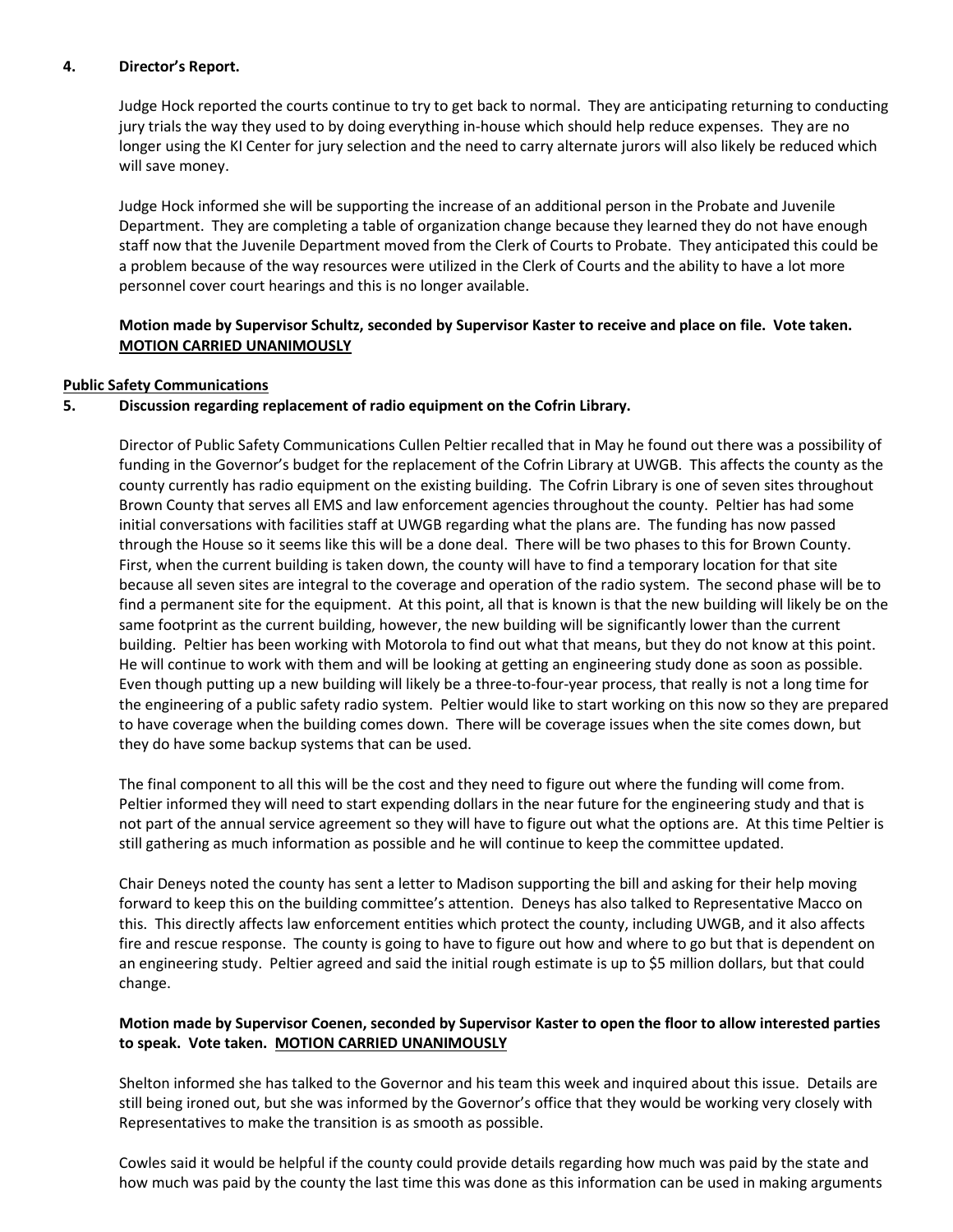**4. Director's Report.**

Judge Hock reported the courts continue to try to get back to normal. They are anticipating returning to conducting jury trials the way they used to by doing everything in-house which should help reduce expenses. They are no longer using the KI Center for jury selection and the need to carry alternate jurors will also likely be reduced which will save money.

Judge Hock informed she will be supporting the increase of an additional person in the Probate and Juvenile Department. They are completing a table of organization change because they learned they do not have enough staff now that the Juvenile Department moved from the Clerk of Courts to Probate. They anticipated this could be a problem because of the way resources were utilized in the Clerk of Courts and the ability to have a lot more personnel cover court hearings and this is no longer available.

**Motion made by Supervisor Schultz, seconded by Supervisor Kaster to receive and place on file. Vote taken. MOTION CARRIED UNANIMOUSLY**

**Public Safety Communications**

**5. Discussion regarding replacement of radio equipment on the Cofrin Library.**

Director of Public Safety Communications Cullen Peltier recalled that in May he found out there was a possibility of funding in the Governor's budget for the replacement of the Cofrin Library at UWGB. This affects the county as the county currently has radio equipment on the existing building. The Cofrin Library is one of seven sites throughout Brown County that serves all EMS and law enforcement agencies throughout the county. Peltier has had some initial conversations with facilities staff at UWGB regarding what the plans are. The funding has now passed through the House so it seems like this will be a done deal. There will be two phases to this for Brown County. First, when the current building is taken down, the county will have to find a temporary location for that site because all seven sites are integral to the coverage and operation of the radio system. The second phase will be to find a permanent site for the equipment. At this point, all that is known is that the new building will likely be on the same footprint as the current building, however, the new building will be significantly lower than the current building. Peltier has been working with Motorola to find out what that means, but they do not know at this point. He will continue to work with them and will be looking at getting an engineering study done as soon as possible. Even though putting up a new building will likely be a three-to-four-year process, that really is not a long time for the engineering of a public safety radio system. Peltier would like to start working on this now so they are prepared to have coverage when the building comes down. There will be coverage issues when the site comes down, but they do have some backup systems that can be used.

The final component to all this will be the cost and they need to figure out where the funding will come from. Peltier informed they will need to start expending dollars in the near future for the engineering study and that is not part of the annual service agreement so they will have to figure out what the options are. At this time Peltier is still gathering as much information as possible and he will continue to keep the committee updated.

Chair Deneys noted the county has sent a letter to Madison supporting the bill and asking for their help moving forward to keep this on the building committee's attention. Deneys has also talked to Representative Macco on this. This directly affects law enforcement entities which protect the county, including UWGB, and it also affects fire and rescue response. The county is going to have to figure out how and where to go but that is dependent on an engineering study. Peltier agreed and said the initial rough estimate is up to $5 million dollars, but that could change.

**Motion made by Supervisor Coenen, seconded by Supervisor Kaster to open the floor to allow interested parties to speak. Vote taken. MOTION CARRIED UNANIMOUSLY**

Shelton informed she has talked to the Governor and his team this week and inquired about this issue. Details are still being ironed out, but she was informed by the Governor's office that they would be working very closely with Representatives to make the transition is as smooth as possible.

Cowles said it would be helpful if the county could provide details regarding how much was paid by the state and how much was paid by the county the last time this was done as this information can be used in making arguments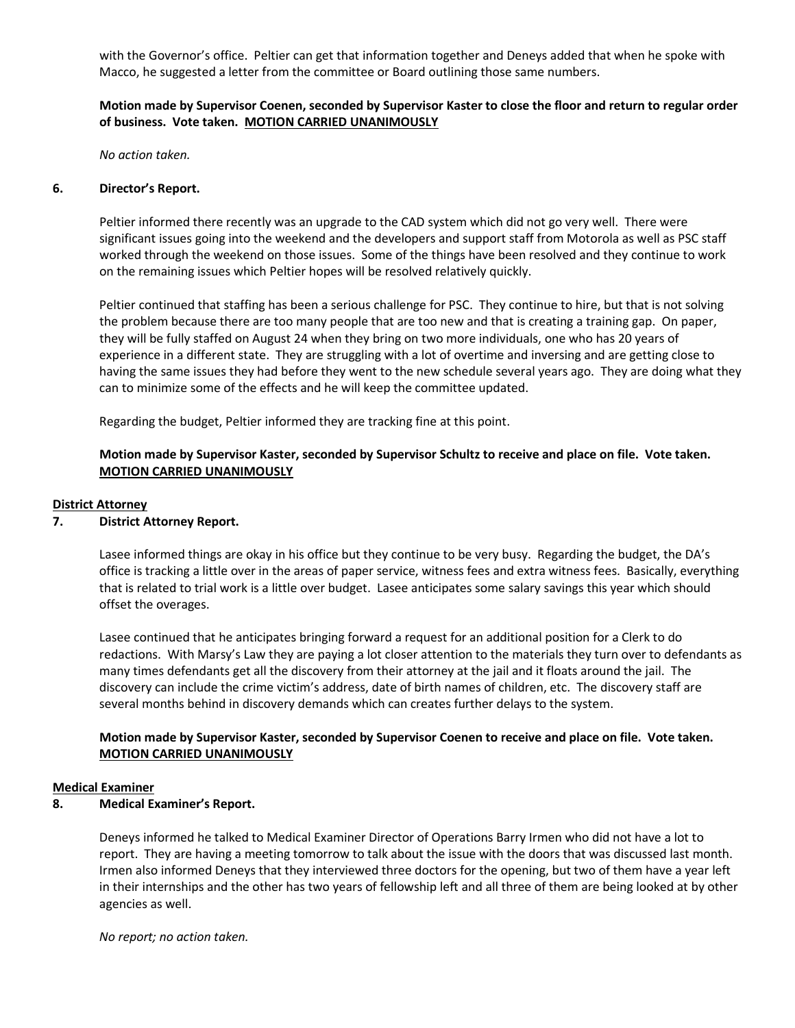with the Governor's office. Peltier can get that information together and Deneys added that when he spoke with Macco, he suggested a letter from the committee or Board outlining those same numbers.

**Motion made by Supervisor Coenen, seconded by Supervisor Kaster to close the floor and return to regular order of business. Vote taken. MOTION CARRIED UNANIMOUSLY**

*No action taken.*

**6. Director's Report.**

Peltier informed there recently was an upgrade to the CAD system which did not go very well. There were significant issues going into the weekend and the developers and support staff from Motorola as well as PSC staff worked through the weekend on those issues. Some of the things have been resolved and they continue to work on the remaining issues which Peltier hopes will be resolved relatively quickly.

Peltier continued that staffing has been a serious challenge for PSC. They continue to hire, but that is not solving the problem because there are too many people that are too new and that is creating a training gap. On paper, they will be fully staffed on August 24 when they bring on two more individuals, one who has 20 years of experience in a different state. They are struggling with a lot of overtime and inversing and are getting close to having the same issues they had before they went to the new schedule several years ago. They are doing what they can to minimize some of the effects and he will keep the committee updated.

Regarding the budget, Peltier informed they are tracking fine at this point.

**Motion made by Supervisor Kaster, seconded by Supervisor Schultz to receive and place on file. Vote taken. MOTION CARRIED UNANIMOUSLY**

## District Attorney

**7. District Attorney Report.**

Lasee informed things are okay in his office but they continue to be very busy. Regarding the budget, the DA's office is tracking a little over in the areas of paper service, witness fees and extra witness fees. Basically, everything that is related to trial work is a little over budget. Lasee anticipates some salary savings this year which should offset the overages.

Lasee continued that he anticipates bringing forward a request for an additional position for a Clerk to do redactions. With Marsy's Law they are paying a lot closer attention to the materials they turn over to defendants as many times defendants get all the discovery from their attorney at the jail and it floats around the jail. The discovery can include the crime victim's address, date of birth names of children, etc. The discovery staff are several months behind in discovery demands which can creates further delays to the system.

**Motion made by Supervisor Kaster, seconded by Supervisor Coenen to receive and place on file. Vote taken. MOTION CARRIED UNANIMOUSLY**

## Medical Examiner

**8. Medical Examiner's Report.**

Deneys informed he talked to Medical Examiner Director of Operations Barry Irmen who did not have a lot to report. They are having a meeting tomorrow to talk about the issue with the doors that was discussed last month. Irmen also informed Deneys that they interviewed three doctors for the opening, but two of them have a year left in their internships and the other has two years of fellowship left and all three of them are being looked at by other agencies as well.

*No report; no action taken.*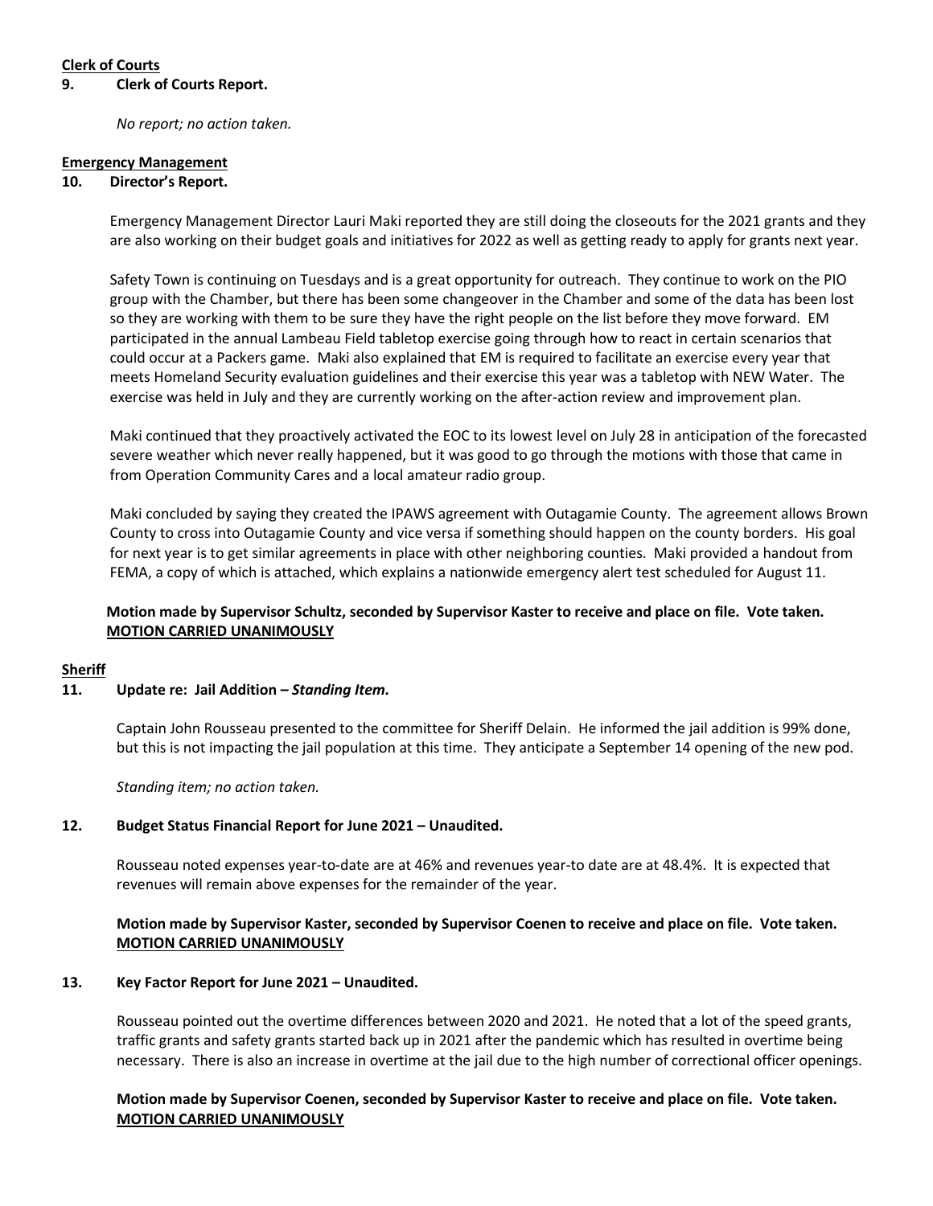**Clerk of Courts**

**9. Clerk of Courts Report.**

*No report; no action taken.*

**Emergency Management**

**10. Director's Report.**

Emergency Management Director Lauri Maki reported they are still doing the closeouts for the 2021 grants and they are also working on their budget goals and initiatives for 2022 as well as getting ready to apply for grants next year.

Safety Town is continuing on Tuesdays and is a great opportunity for outreach. They continue to work on the PIO group with the Chamber, but there has been some changeover in the Chamber and some of the data has been lost so they are working with them to be sure they have the right people on the list before they move forward. EM participated in the annual Lambeau Field tabletop exercise going through how to react in certain scenarios that could occur at a Packers game. Maki also explained that EM is required to facilitate an exercise every year that meets Homeland Security evaluation guidelines and their exercise this year was a tabletop with NEW Water. The exercise was held in July and they are currently working on the after-action review and improvement plan.

Maki continued that they proactively activated the EOC to its lowest level on July 28 in anticipation of the forecasted severe weather which never really happened, but it was good to go through the motions with those that came in from Operation Community Cares and a local amateur radio group.

Maki concluded by saying they created the IPAWS agreement with Outagamie County. The agreement allows Brown County to cross into Outagamie County and vice versa if something should happen on the county borders. His goal for next year is to get similar agreements in place with other neighboring counties. Maki provided a handout from FEMA, a copy of which is attached, which explains a nationwide emergency alert test scheduled for August 11.

**Motion made by Supervisor Schultz, seconded by Supervisor Kaster to receive and place on file. Vote taken. <u>MOTION CARRIED UNANIMOUSLY</u>**

**Sheriff**

**11. Update re: Jail Addition – *Standing Item.***

Captain John Rousseau presented to the committee for Sheriff Delain. He informed the jail addition is 99% done, but this is not impacting the jail population at this time. They anticipate a September 14 opening of the new pod.

*Standing item; no action taken.*

**12. Budget Status Financial Report for June 2021 – Unaudited.**

Rousseau noted expenses year-to-date are at 46% and revenues year-to date are at 48.4%. It is expected that revenues will remain above expenses for the remainder of the year.

**Motion made by Supervisor Kaster, seconded by Supervisor Coenen to receive and place on file. Vote taken. <u>MOTION CARRIED UNANIMOUSLY</u>**

**13. Key Factor Report for June 2021 – Unaudited.**

Rousseau pointed out the overtime differences between 2020 and 2021. He noted that a lot of the speed grants, traffic grants and safety grants started back up in 2021 after the pandemic which has resulted in overtime being necessary. There is also an increase in overtime at the jail due to the high number of correctional officer openings.

**Motion made by Supervisor Coenen, seconded by Supervisor Kaster to receive and place on file. Vote taken. <u>MOTION CARRIED UNANIMOUSLY</u>**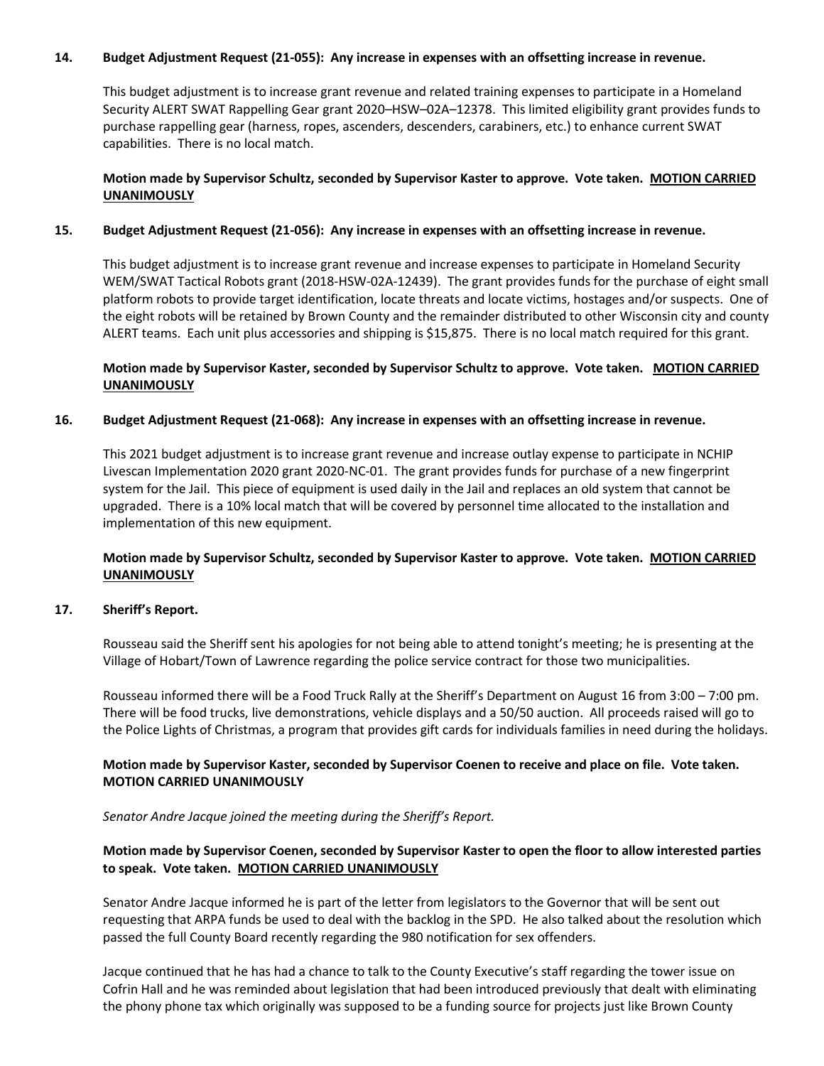**14. Budget Adjustment Request (21-055): Any increase in expenses with an offsetting increase in revenue.**

This budget adjustment is to increase grant revenue and related training expenses to participate in a Homeland Security ALERT SWAT Rappelling Gear grant 2020–HSW–02A–12378. This limited eligibility grant provides funds to purchase rappelling gear (harness, ropes, ascenders, descenders, carabiners, etc.) to enhance current SWAT capabilities. There is no local match.

**Motion made by Supervisor Schultz, seconded by Supervisor Kaster to approve. Vote taken. MOTION CARRIED UNANIMOUSLY**

**15. Budget Adjustment Request (21-056): Any increase in expenses with an offsetting increase in revenue.**

This budget adjustment is to increase grant revenue and increase expenses to participate in Homeland Security WEM/SWAT Tactical Robots grant (2018-HSW-02A-12439). The grant provides funds for the purchase of eight small platform robots to provide target identification, locate threats and locate victims, hostages and/or suspects. One of the eight robots will be retained by Brown County and the remainder distributed to other Wisconsin city and county ALERT teams. Each unit plus accessories and shipping is $15,875. There is no local match required for this grant.

**Motion made by Supervisor Kaster, seconded by Supervisor Schultz to approve. Vote taken. MOTION CARRIED UNANIMOUSLY**

**16. Budget Adjustment Request (21-068): Any increase in expenses with an offsetting increase in revenue.**

This 2021 budget adjustment is to increase grant revenue and increase outlay expense to participate in NCHIP Livescan Implementation 2020 grant 2020-NC-01. The grant provides funds for purchase of a new fingerprint system for the Jail. This piece of equipment is used daily in the Jail and replaces an old system that cannot be upgraded. There is a 10% local match that will be covered by personnel time allocated to the installation and implementation of this new equipment.

**Motion made by Supervisor Schultz, seconded by Supervisor Kaster to approve. Vote taken. MOTION CARRIED UNANIMOUSLY**

**17. Sheriff's Report.**

Rousseau said the Sheriff sent his apologies for not being able to attend tonight's meeting; he is presenting at the Village of Hobart/Town of Lawrence regarding the police service contract for those two municipalities.

Rousseau informed there will be a Food Truck Rally at the Sheriff's Department on August 16 from 3:00 – 7:00 pm. There will be food trucks, live demonstrations, vehicle displays and a 50/50 auction. All proceeds raised will go to the Police Lights of Christmas, a program that provides gift cards for individuals families in need during the holidays.

**Motion made by Supervisor Kaster, seconded by Supervisor Coenen to receive and place on file. Vote taken. MOTION CARRIED UNANIMOUSLY**

*Senator Andre Jacque joined the meeting during the Sheriff's Report.*

**Motion made by Supervisor Coenen, seconded by Supervisor Kaster to open the floor to allow interested parties to speak. Vote taken. MOTION CARRIED UNANIMOUSLY**

Senator Andre Jacque informed he is part of the letter from legislators to the Governor that will be sent out requesting that ARPA funds be used to deal with the backlog in the SPD. He also talked about the resolution which passed the full County Board recently regarding the 980 notification for sex offenders.

Jacque continued that he has had a chance to talk to the County Executive's staff regarding the tower issue on Cofrin Hall and he was reminded about legislation that had been introduced previously that dealt with eliminating the phony phone tax which originally was supposed to be a funding source for projects just like Brown County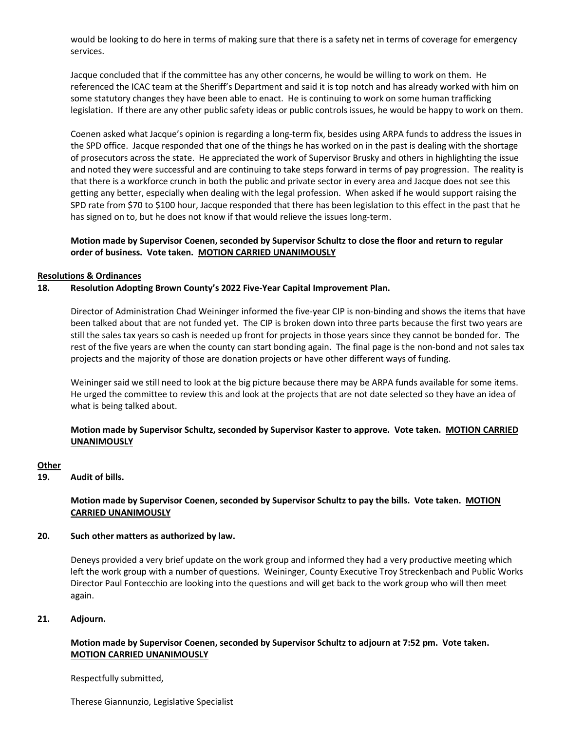would be looking to do here in terms of making sure that there is a safety net in terms of coverage for emergency services.

Jacque concluded that if the committee has any other concerns, he would be willing to work on them. He referenced the ICAC team at the Sheriff's Department and said it is top notch and has already worked with him on some statutory changes they have been able to enact. He is continuing to work on some human trafficking legislation. If there are any other public safety ideas or public controls issues, he would be happy to work on them.

Coenen asked what Jacque's opinion is regarding a long-term fix, besides using ARPA funds to address the issues in the SPD office. Jacque responded that one of the things he has worked on in the past is dealing with the shortage of prosecutors across the state. He appreciated the work of Supervisor Brusky and others in highlighting the issue and noted they were successful and are continuing to take steps forward in terms of pay progression. The reality is that there is a workforce crunch in both the public and private sector in every area and Jacque does not see this getting any better, especially when dealing with the legal profession. When asked if he would support raising the SPD rate from \$70 to \$100 hour, Jacque responded that there has been legislation to this effect in the past that he has signed on to, but he does not know if that would relieve the issues long-term.

**Motion made by Supervisor Coenen, seconded by Supervisor Schultz to close the floor and return to regular order of business. Vote taken. <u>MOTION CARRIED UNANIMOUSLY</u>**

**<u>Resolutions & Ordinances</u>**

**18. Resolution Adopting Brown County's 2022 Five-Year Capital Improvement Plan.**

Director of Administration Chad Weininger informed the five-year CIP is non-binding and shows the items that have been talked about that are not funded yet. The CIP is broken down into three parts because the first two years are still the sales tax years so cash is needed up front for projects in those years since they cannot be bonded for. The rest of the five years are when the county can start bonding again. The final page is the non-bond and not sales tax projects and the majority of those are donation projects or have other different ways of funding.

Weininger said we still need to look at the big picture because there may be ARPA funds available for some items. He urged the committee to review this and look at the projects that are not date selected so they have an idea of what is being talked about.

**Motion made by Supervisor Schultz, seconded by Supervisor Kaster to approve. Vote taken. <u>MOTION CARRIED UNANIMOUSLY</u>**

**<u>Other</u>**

**19. Audit of bills.**

**Motion made by Supervisor Coenen, seconded by Supervisor Schultz to pay the bills. Vote taken. <u>MOTION CARRIED UNANIMOUSLY</u>**

**20. Such other matters as authorized by law.**

Deneys provided a very brief update on the work group and informed they had a very productive meeting which left the work group with a number of questions. Weininger, County Executive Troy Streckenbach and Public Works Director Paul Fontecchio are looking into the questions and will get back to the work group who will then meet again.

**21. Adjourn.**

**Motion made by Supervisor Coenen, seconded by Supervisor Schultz to adjourn at 7:52 pm. Vote taken. <u>MOTION CARRIED UNANIMOUSLY</u>**

Respectfully submitted,

Therese Giannunzio, Legislative Specialist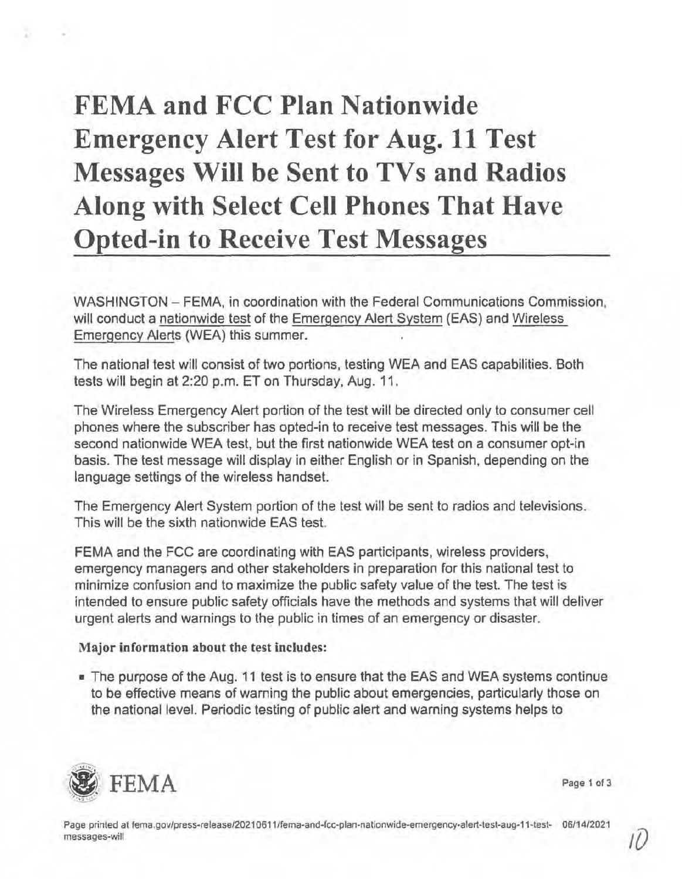# FEMA and FCC Plan Nationwide Emergency Alert Test for Aug. 11 Test Messages Will be Sent to TVs and Radios Along with Select Cell Phones That Have Opted-in to Receive Test Messages

WASHINGTON – FEMA, in coordination with the Federal Communications Commission, will conduct a nationwide test of the Emergency Alert System (EAS) and Wireless Emergency Alerts (WEA) this summer.

The national test will consist of two portions, testing WEA and EAS capabilities. Both tests will begin at 2:20 p.m. ET on Thursday, Aug. 11.

The Wireless Emergency Alert portion of the test will be directed only to consumer cell phones where the subscriber has opted-in to receive test messages. This will be the second nationwide WEA test, but the first nationwide WEA test on a consumer opt-in basis. The test message will display in either English or in Spanish, depending on the language settings of the wireless handset.

The Emergency Alert System portion of the test will be sent to radios and televisions. This will be the sixth nationwide EAS test.

FEMA and the FCC are coordinating with EAS participants, wireless providers, emergency managers and other stakeholders in preparation for this national test to minimize confusion and to maximize the public safety value of the test. The test is intended to ensure public safety officials have the methods and systems that will deliver urgent alerts and warnings to the public in times of an emergency or disaster.

**Major information about the test includes:**

- The purpose of the Aug. 11 test is to ensure that the EAS and WEA systems continue to be effective means of warning the public about emergencies, particularly those on the national level. Periodic testing of public alert and warning systems helps to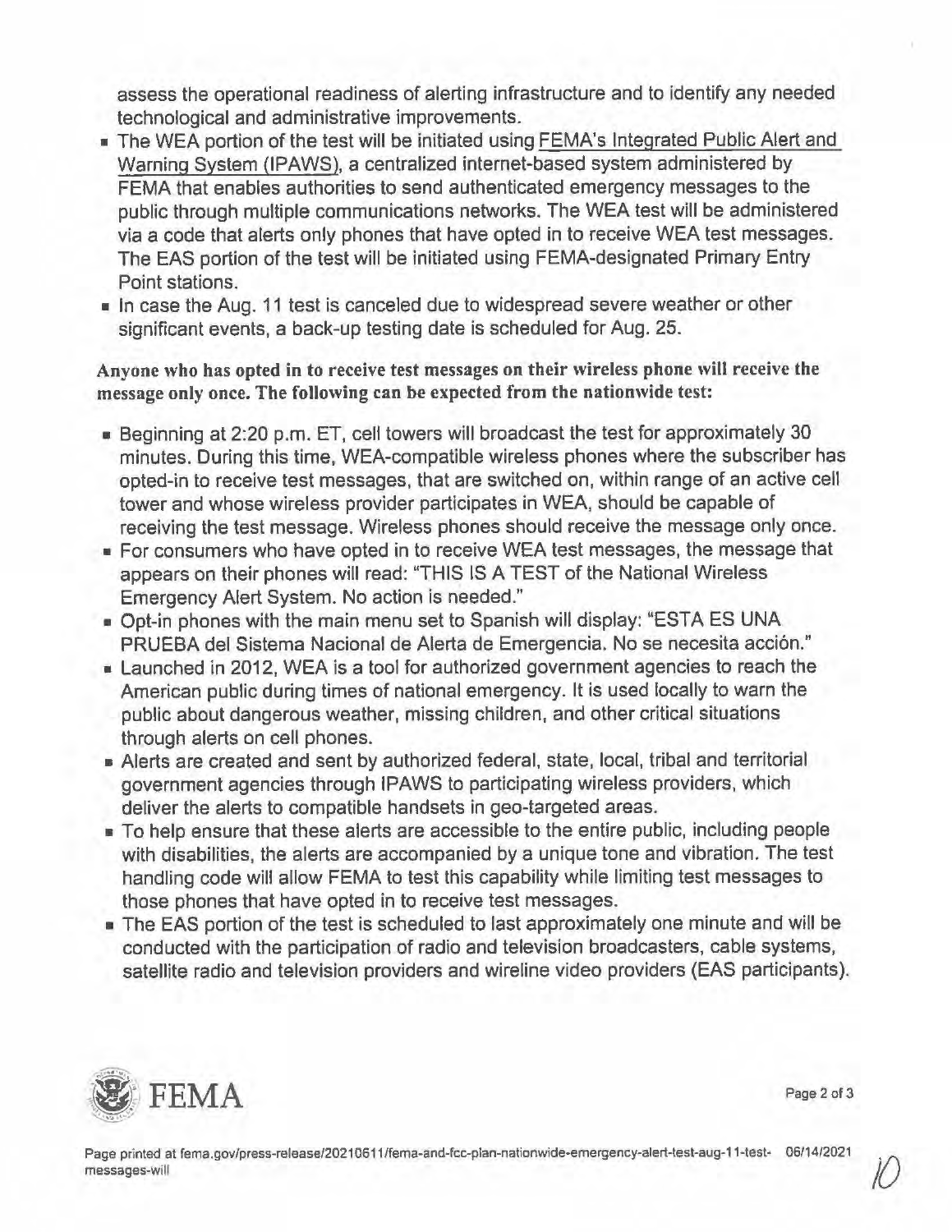assess the operational readiness of alerting infrastructure and to identify any needed technological and administrative improvements.

- The WEA portion of the test will be initiated using FEMA's Integrated Public Alert and Warning System (IPAWS), a centralized internet-based system administered by FEMA that enables authorities to send authenticated emergency messages to the public through multiple communications networks. The WEA test will be administered via a code that alerts only phones that have opted in to receive WEA test messages. The EAS portion of the test will be initiated using FEMA-designated Primary Entry Point stations.
- In case the Aug. 11 test is canceled due to widespread severe weather or other significant events, a back-up testing date is scheduled for Aug. 25.

**Anyone who has opted in to receive test messages on their wireless phone will receive the message only once. The following can be expected from the nationwide test:**

- Beginning at 2:20 p.m. ET, cell towers will broadcast the test for approximately 30 minutes. During this time, WEA-compatible wireless phones where the subscriber has opted-in to receive test messages, that are switched on, within range of an active cell tower and whose wireless provider participates in WEA, should be capable of receiving the test message. Wireless phones should receive the message only once.
- For consumers who have opted in to receive WEA test messages, the message that appears on their phones will read: "THIS IS A TEST of the National Wireless Emergency Alert System. No action is needed."
- Opt-in phones with the main menu set to Spanish will display: "ESTA ES UNA PRUEBA del Sistema Nacional de Alerta de Emergencia. No se necesita acción."
- Launched in 2012, WEA is a tool for authorized government agencies to reach the American public during times of national emergency. It is used locally to warn the public about dangerous weather, missing children, and other critical situations through alerts on cell phones.
- Alerts are created and sent by authorized federal, state, local, tribal and territorial government agencies through IPAWS to participating wireless providers, which deliver the alerts to compatible handsets in geo-targeted areas.
- To help ensure that these alerts are accessible to the entire public, including people with disabilities, the alerts are accompanied by a unique tone and vibration. The test handling code will allow FEMA to test this capability while limiting test messages to those phones that have opted in to receive test messages.
- The EAS portion of the test is scheduled to last approximately one minute and will be conducted with the participation of radio and television broadcasters, cable systems, satellite radio and television providers and wireline video providers (EAS participants).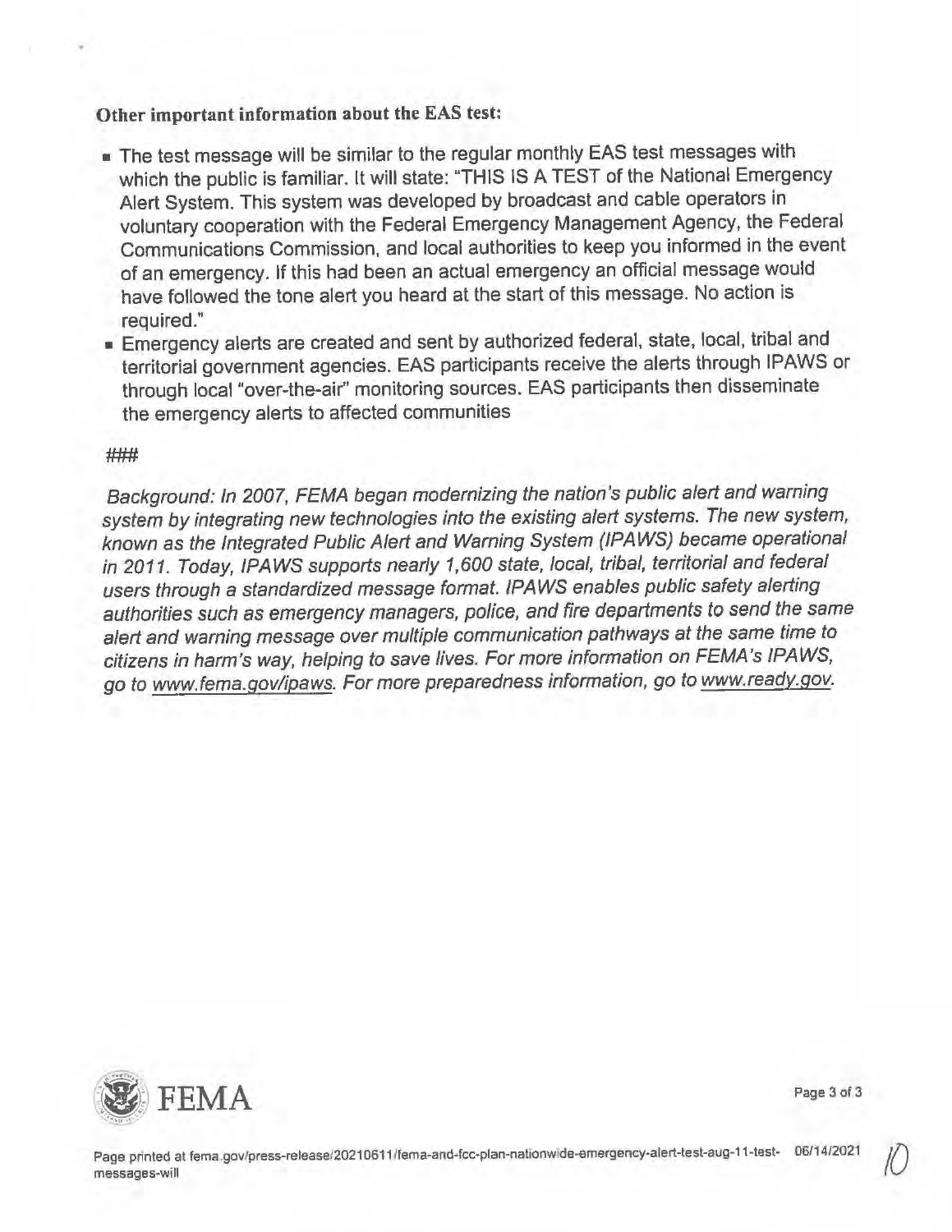**Other important information about the EAS test:**

- The test message will be similar to the regular monthly EAS test messages with which the public is familiar. It will state: "THIS IS A TEST of the National Emergency Alert System. This system was developed by broadcast and cable operators in voluntary cooperation with the Federal Emergency Management Agency, the Federal Communications Commission, and local authorities to keep you informed in the event of an emergency. If this had been an actual emergency an official message would have followed the tone alert you heard at the start of this message. No action is required."
- Emergency alerts are created and sent by authorized federal, state, local, tribal and territorial government agencies. EAS participants receive the alerts through IPAWS or through local "over-the-air" monitoring sources. EAS participants then disseminate the emergency alerts to affected communities

###

*Background: In 2007, FEMA began modernizing the nation's public alert and warning system by integrating new technologies into the existing alert systems. The new system, known as the Integrated Public Alert and Warning System (IPAWS) became operational in 2011. Today, IPAWS supports nearly 1,600 state, local, tribal, territorial and federal users through a standardized message format. IPAWS enables public safety alerting authorities such as emergency managers, police, and fire departments to send the same alert and warning message over multiple communication pathways at the same time to citizens in harm's way, helping to save lives. For more information on FEMA's IPAWS, go to www.fema.gov/ipaws. For more preparedness information, go to www.ready.gov.*

FEMA

Page printed at fema.gov/press-release/20210611/fema-and-fcc-plan-nationwide-emergency-alert-test-aug-11-test-messages-will 06/14/2021